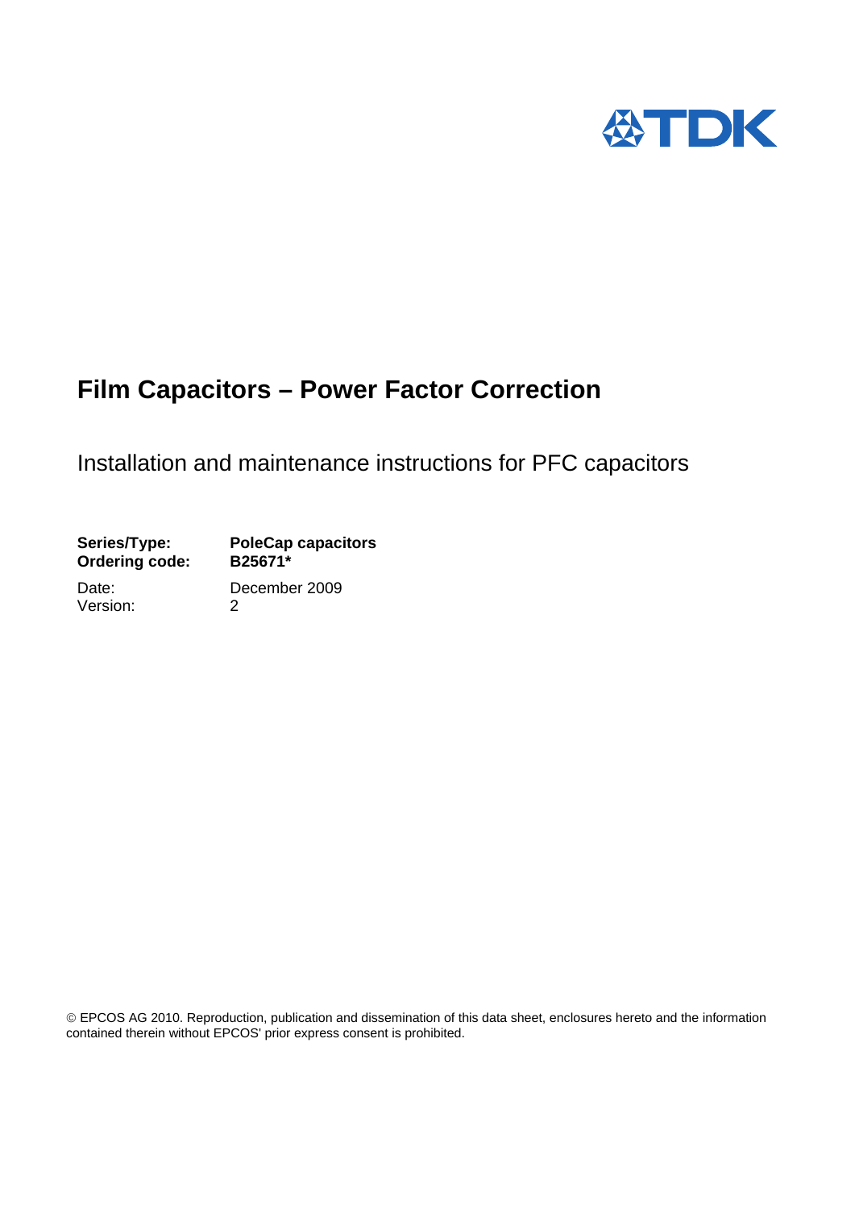TDK

# Film Capacitors – Power Factor Correction

Installation and maintenance instructions for PFC capacitors

| | |
|---|---|
| **Series/Type:** | **PoleCap capacitors** |
| **Ordering code:** | **B25671*** |
| Date: | December 2009 |
| Version: | 2 |

© EPCOS AG 2010. Reproduction, publication and dissemination of this data sheet, enclosures hereto and the information contained therein without EPCOS' prior express consent is prohibited.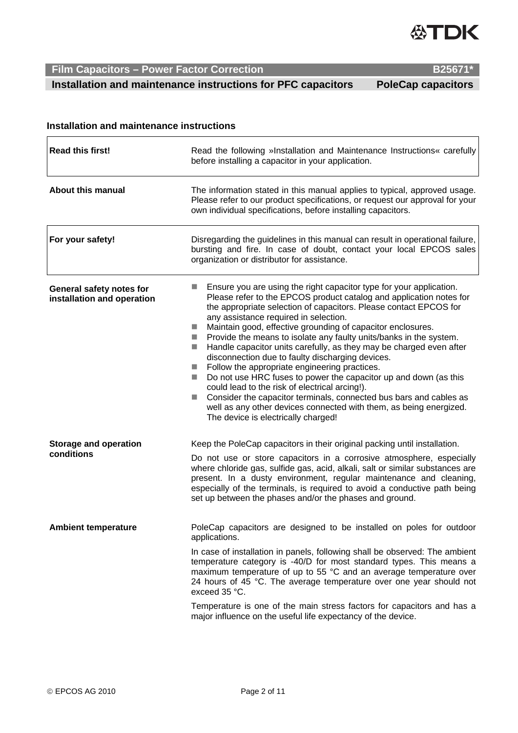## Installation and maintenance instructions

| | |
|---|---|
| **Read this first!** | Read the following »Installation and Maintenance Instructions« carefully before installing a capacitor in your application. |
| **About this manual** | The information stated in this manual applies to typical, approved usage. Please refer to our product specifications, or request our approval for your own individual specifications, before installing capacitors. |
| **For your safety!** | Disregarding the guidelines in this manual can result in operational failure, bursting and fire. In case of doubt, contact your local EPCOS sales organization or distributor for assistance. |

**General safety notes for installation and operation**

- Ensure you are using the right capacitor type for your application. Please refer to the EPCOS product catalog and application notes for the appropriate selection of capacitors. Please contact EPCOS for any assistance required in selection.
- Maintain good, effective grounding of capacitor enclosures.
- Provide the means to isolate any faulty units/banks in the system.
- Handle capacitor units carefully, as they may be charged even after disconnection due to faulty discharging devices.
- Follow the appropriate engineering practices.
- Do not use HRC fuses to power the capacitor up and down (as this could lead to the risk of electrical arcing!).
- Consider the capacitor terminals, connected bus bars and cables as well as any other devices connected with them, as being energized. The device is electrically charged!

**Storage and operation conditions**

Keep the PoleCap capacitors in their original packing until installation.

Do not use or store capacitors in a corrosive atmosphere, especially where chloride gas, sulfide gas, acid, alkali, salt or similar substances are present. In a dusty environment, regular maintenance and cleaning, especially of the terminals, is required to avoid a conductive path being set up between the phases and/or the phases and ground.

**Ambient temperature**

PoleCap capacitors are designed to be installed on poles for outdoor applications.

In case of installation in panels, following shall be observed: The ambient temperature category is -40/D for most standard types. This means a maximum temperature of up to 55 °C and an average temperature over 24 hours of 45 °C. The average temperature over one year should not exceed 35 °C.

Temperature is one of the main stress factors for capacitors and has a major influence on the useful life expectancy of the device.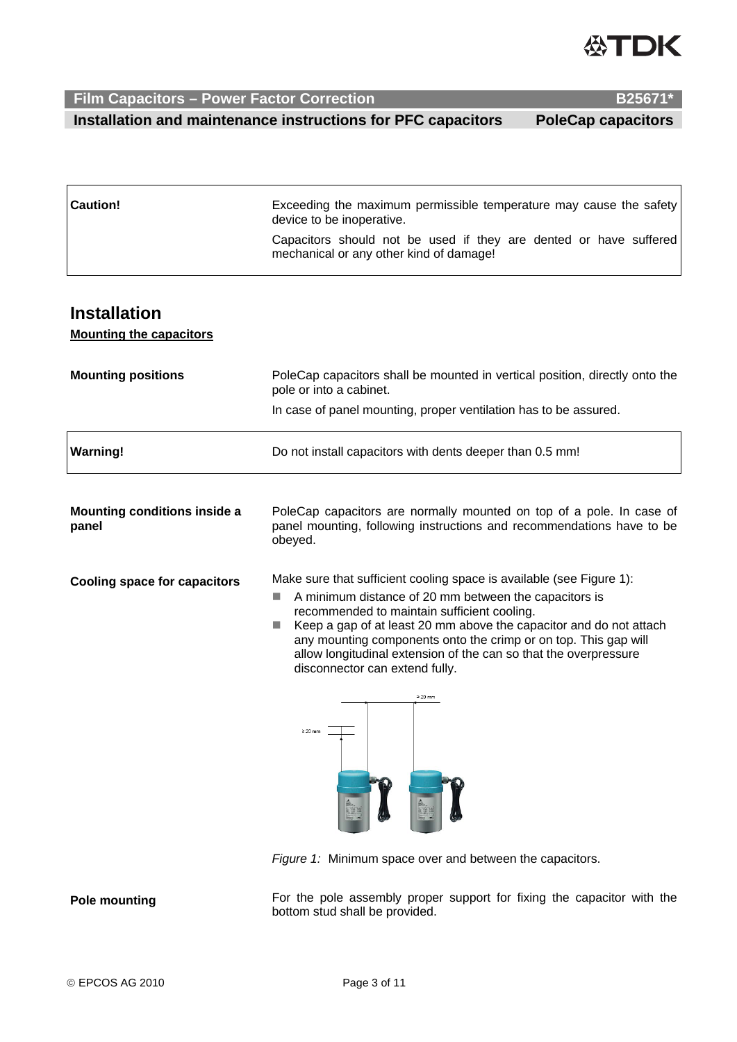| Caution! | Exceeding the maximum permissible temperature may cause the safety device to be inoperative.<br>Capacitors should not be used if they are dented or have suffered mechanical or any other kind of damage! |
|---|---|

## Installation

**Mounting the capacitors**

**Mounting positions**

PoleCap capacitors shall be mounted in vertical position, directly onto the pole or into a cabinet.

In case of panel mounting, proper ventilation has to be assured.

| Warning! | Do not install capacitors with dents deeper than 0.5 mm! |
|---|---|

**Mounting conditions inside a panel**

PoleCap capacitors are normally mounted on top of a pole. In case of panel mounting, following instructions and recommendations have to be obeyed.

**Cooling space for capacitors**

Make sure that sufficient cooling space is available (see Figure 1):

- A minimum distance of 20 mm between the capacitors is recommended to maintain sufficient cooling.
- Keep a gap of at least 20 mm above the capacitor and do not attach any mounting components onto the crimp or on top. This gap will allow longitudinal extension of the can so that the overpressure disconnector can extend fully.

*Figure 1:* Minimum space over and between the capacitors.

**Pole mounting**

For the pole assembly proper support for fixing the capacitor with the bottom stud shall be provided.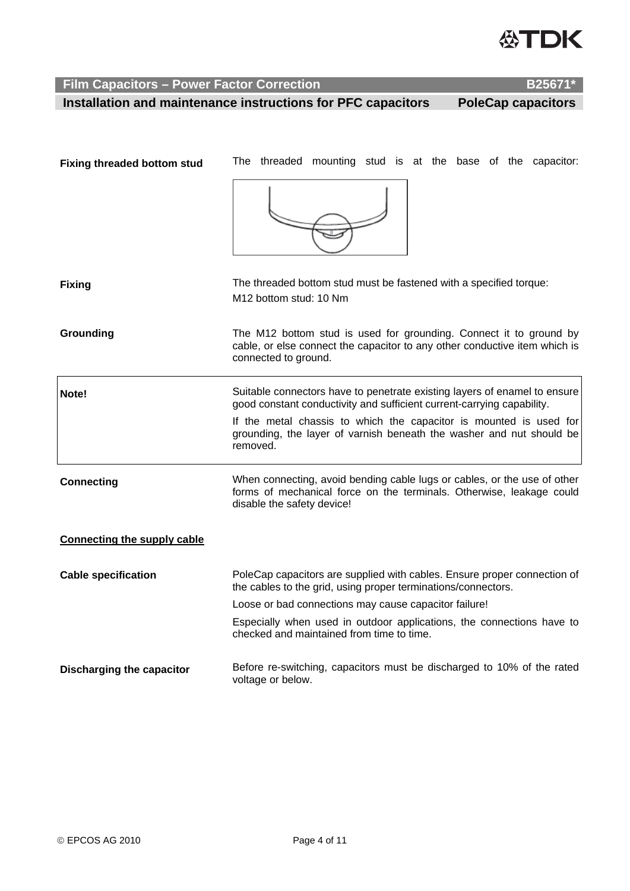**Fixing threaded bottom stud**

The threaded mounting stud is at the base of the capacitor:

**Fixing**

The threaded bottom stud must be fastened with a specified torque:
M12 bottom stud: 10 Nm

**Grounding**

The M12 bottom stud is used for grounding. Connect it to ground by cable, or else connect the capacitor to any other conductive item which is connected to ground.

**Note!**

Suitable connectors have to penetrate existing layers of enamel to ensure good constant conductivity and sufficient current-carrying capability.

If the metal chassis to which the capacitor is mounted is used for grounding, the layer of varnish beneath the washer and nut should be removed.

**Connecting**

When connecting, avoid bending cable lugs or cables, or the use of other forms of mechanical force on the terminals. Otherwise, leakage could disable the safety device!

**Connecting the supply cable**

**Cable specification**

PoleCap capacitors are supplied with cables. Ensure proper connection of the cables to the grid, using proper terminations/connectors.

Loose or bad connections may cause capacitor failure!

Especially when used in outdoor applications, the connections have to checked and maintained from time to time.

**Discharging the capacitor**

Before re-switching, capacitors must be discharged to 10% of the rated voltage or below.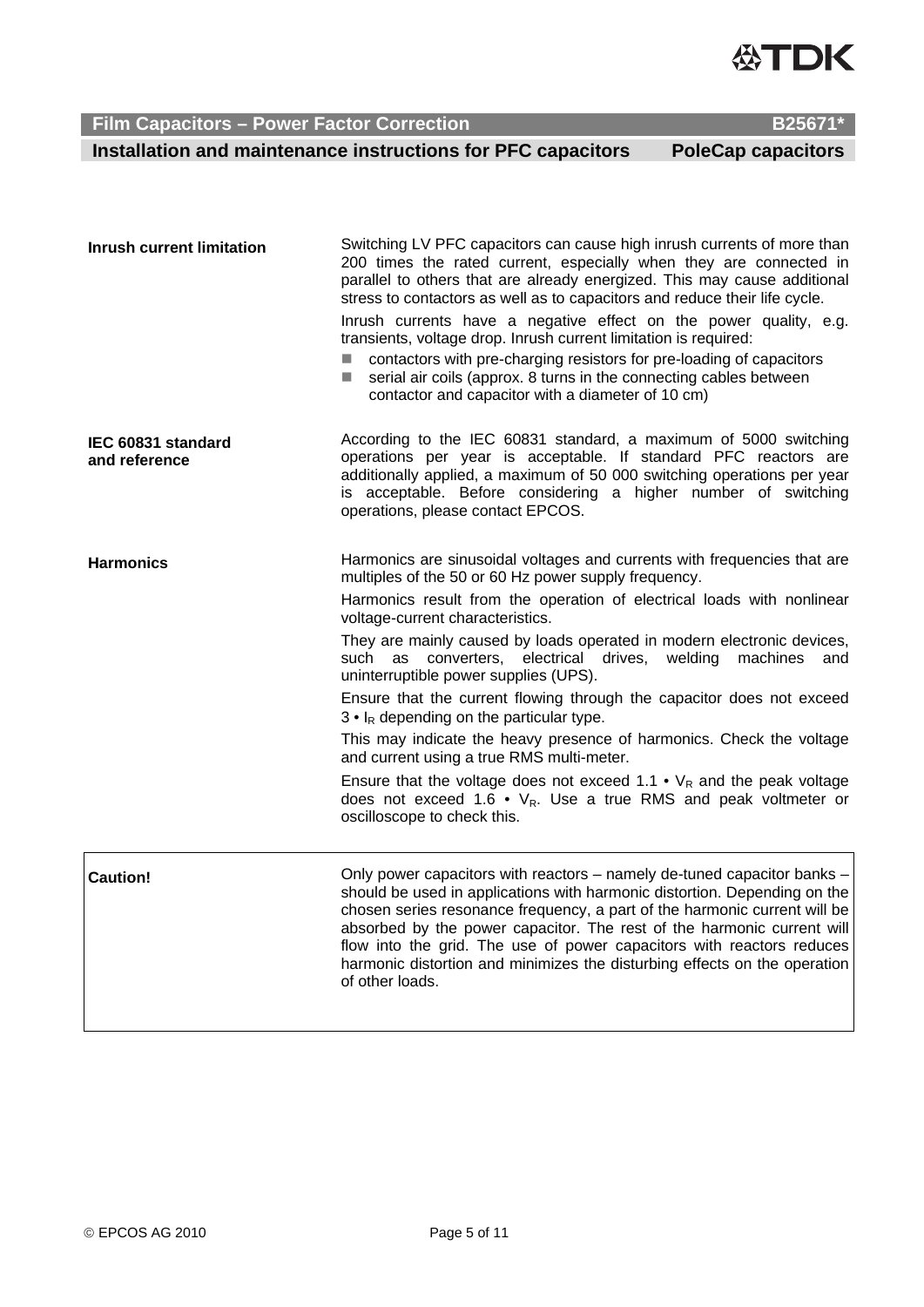## Inrush current limitation

Switching LV PFC capacitors can cause high inrush currents of more than 200 times the rated current, especially when they are connected in parallel to others that are already energized. This may cause additional stress to contactors as well as to capacitors and reduce their life cycle.

Inrush currents have a negative effect on the power quality, e.g. transients, voltage drop. Inrush current limitation is required:

- contactors with pre-charging resistors for pre-loading of capacitors
- serial air coils (approx. 8 turns in the connecting cables between contactor and capacitor with a diameter of 10 cm)

## IEC 60831 standard and reference

According to the IEC 60831 standard, a maximum of 5000 switching operations per year is acceptable. If standard PFC reactors are additionally applied, a maximum of 50 000 switching operations per year is acceptable. Before considering a higher number of switching operations, please contact EPCOS.

## Harmonics

Harmonics are sinusoidal voltages and currents with frequencies that are multiples of the 50 or 60 Hz power supply frequency.

Harmonics result from the operation of electrical loads with nonlinear voltage-current characteristics.

They are mainly caused by loads operated in modern electronic devices, such as converters, electrical drives, welding machines and uninterruptible power supplies (UPS).

Ensure that the current flowing through the capacitor does not exceed $3 \cdot I_R$ depending on the particular type.

This may indicate the heavy presence of harmonics. Check the voltage and current using a true RMS multi-meter.

Ensure that the voltage does not exceed $1.1 \cdot V_R$ and the peak voltage does not exceed $1.6 \cdot V_R$. Use a true RMS and peak voltmeter or oscilloscope to check this.

## Caution!

Only power capacitors with reactors – namely de-tuned capacitor banks – should be used in applications with harmonic distortion. Depending on the chosen series resonance frequency, a part of the harmonic current will be absorbed by the power capacitor. The rest of the harmonic current will flow into the grid. The use of power capacitors with reactors reduces harmonic distortion and minimizes the disturbing effects on the operation of other loads.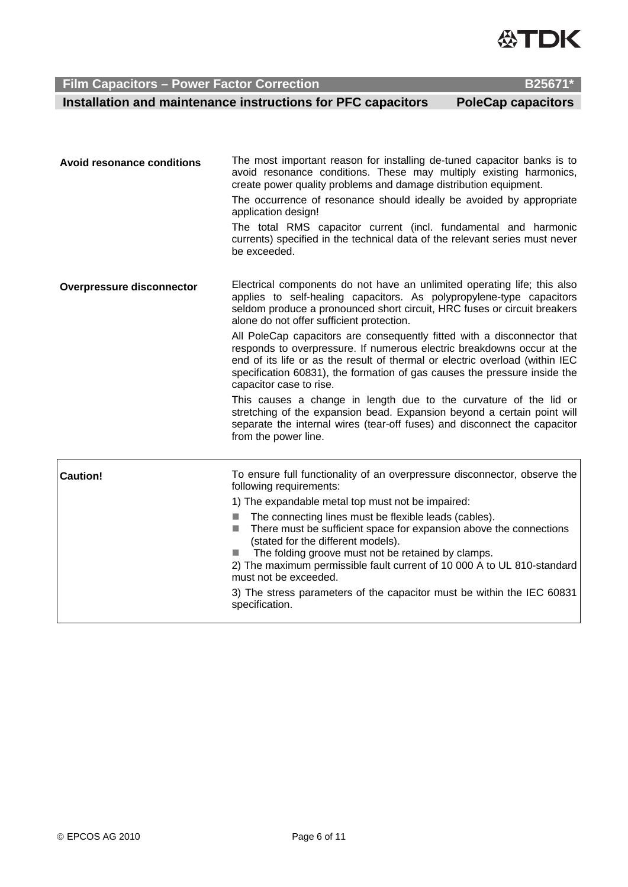**Avoid resonance conditions**

The most important reason for installing de-tuned capacitor banks is to avoid resonance conditions. These may multiply existing harmonics, create power quality problems and damage distribution equipment.

The occurrence of resonance should ideally be avoided by appropriate application design!

The total RMS capacitor current (incl. fundamental and harmonic currents) specified in the technical data of the relevant series must never be exceeded.

**Overpressure disconnector**

Electrical components do not have an unlimited operating life; this also applies to self-healing capacitors. As polypropylene-type capacitors seldom produce a pronounced short circuit, HRC fuses or circuit breakers alone do not offer sufficient protection.

All PoleCap capacitors are consequently fitted with a disconnector that responds to overpressure. If numerous electric breakdowns occur at the end of its life or as the result of thermal or electric overload (within IEC specification 60831), the formation of gas causes the pressure inside the capacitor case to rise.

This causes a change in length due to the curvature of the lid or stretching of the expansion bead. Expansion beyond a certain point will separate the internal wires (tear-off fuses) and disconnect the capacitor from the power line.

**Caution!**

To ensure full functionality of an overpressure disconnector, observe the following requirements:

1) The expandable metal top must not be impaired:

- The connecting lines must be flexible leads (cables).
- There must be sufficient space for expansion above the connections (stated for the different models).
- The folding groove must not be retained by clamps.

2) The maximum permissible fault current of 10 000 A to UL 810-standard must not be exceeded.

3) The stress parameters of the capacitor must be within the IEC 60831 specification.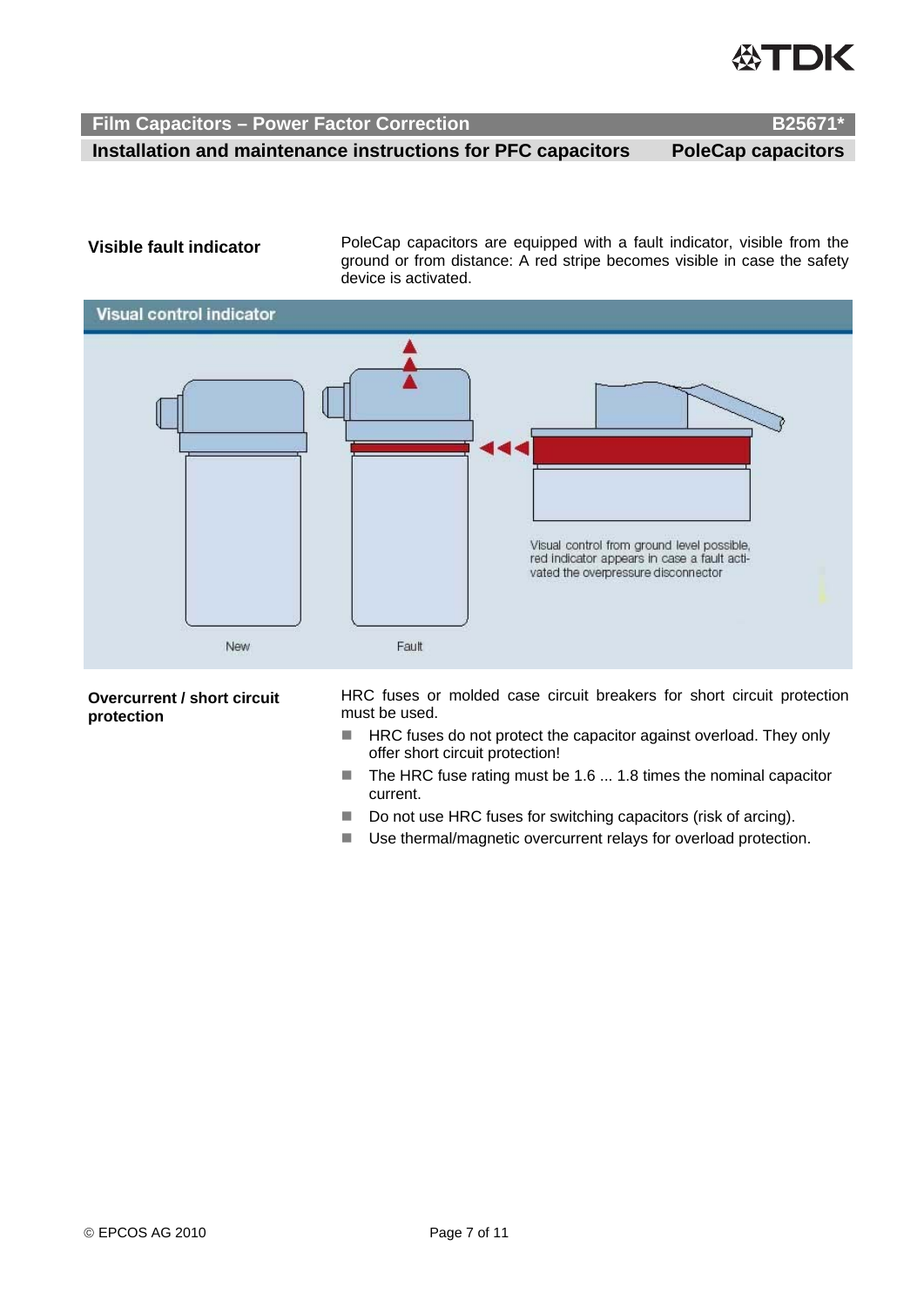## Visible fault indicator

PoleCap capacitors are equipped with a fault indicator, visible from the ground or from distance: A red stripe becomes visible in case the safety device is activated.

**Visual control indicator**

Visual control from ground level possible, red indicator appears in case a fault activated the overpressure disconnector

New

Fault

## Overcurrent / short circuit protection

HRC fuses or molded case circuit breakers for short circuit protection must be used.

- HRC fuses do not protect the capacitor against overload. They only offer short circuit protection!
- The HRC fuse rating must be 1.6 ... 1.8 times the nominal capacitor current.
- Do not use HRC fuses for switching capacitors (risk of arcing).
- Use thermal/magnetic overcurrent relays for overload protection.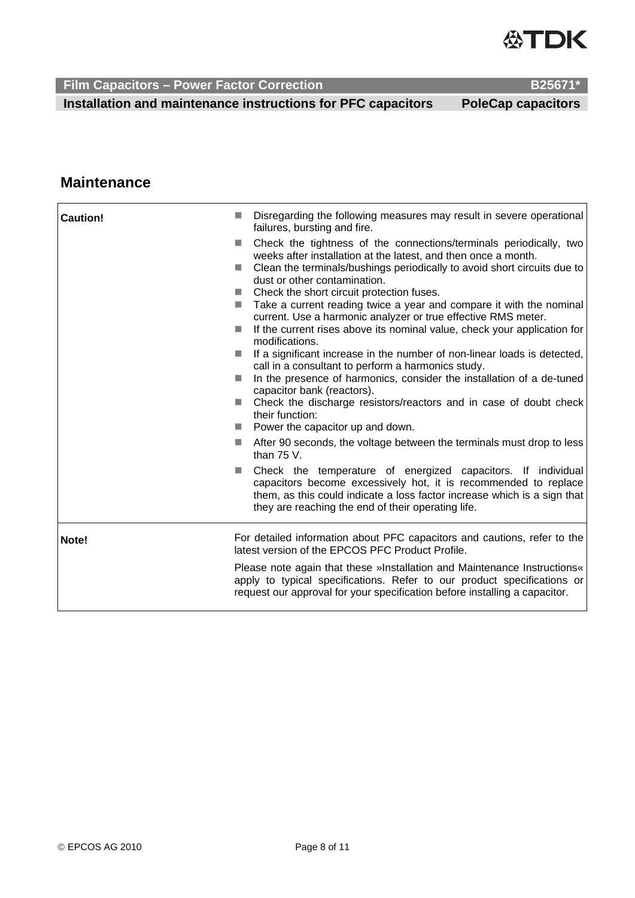## Maintenance

| | |
|---|---|
| **Caution!** | ■ Disregarding the following measures may result in severe operational failures, bursting and fire.<br>■ Check the tightness of the connections/terminals periodically, two weeks after installation at the latest, and then once a month.<br>■ Clean the terminals/bushings periodically to avoid short circuits due to dust or other contamination.<br>■ Check the short circuit protection fuses.<br>■ Take a current reading twice a year and compare it with the nominal current. Use a harmonic analyzer or true effective RMS meter.<br>■ If the current rises above its nominal value, check your application for modifications.<br>■ If a significant increase in the number of non-linear loads is detected, call in a consultant to perform a harmonics study.<br>■ In the presence of harmonics, consider the installation of a de-tuned capacitor bank (reactors).<br>■ Check the discharge resistors/reactors and in case of doubt check their function:<br>■ Power the capacitor up and down.<br>■ After 90 seconds, the voltage between the terminals must drop to less than 75 V.<br>■ Check the temperature of energized capacitors. If individual capacitors become excessively hot, it is recommended to replace them, as this could indicate a loss factor increase which is a sign that they are reaching the end of their operating life. |
| **Note!** | For detailed information about PFC capacitors and cautions, refer to the latest version of the EPCOS PFC Product Profile.<br><br>Please note again that these »Installation and Maintenance Instructions« apply to typical specifications. Refer to our product specifications or request our approval for your specification before installing a capacitor. |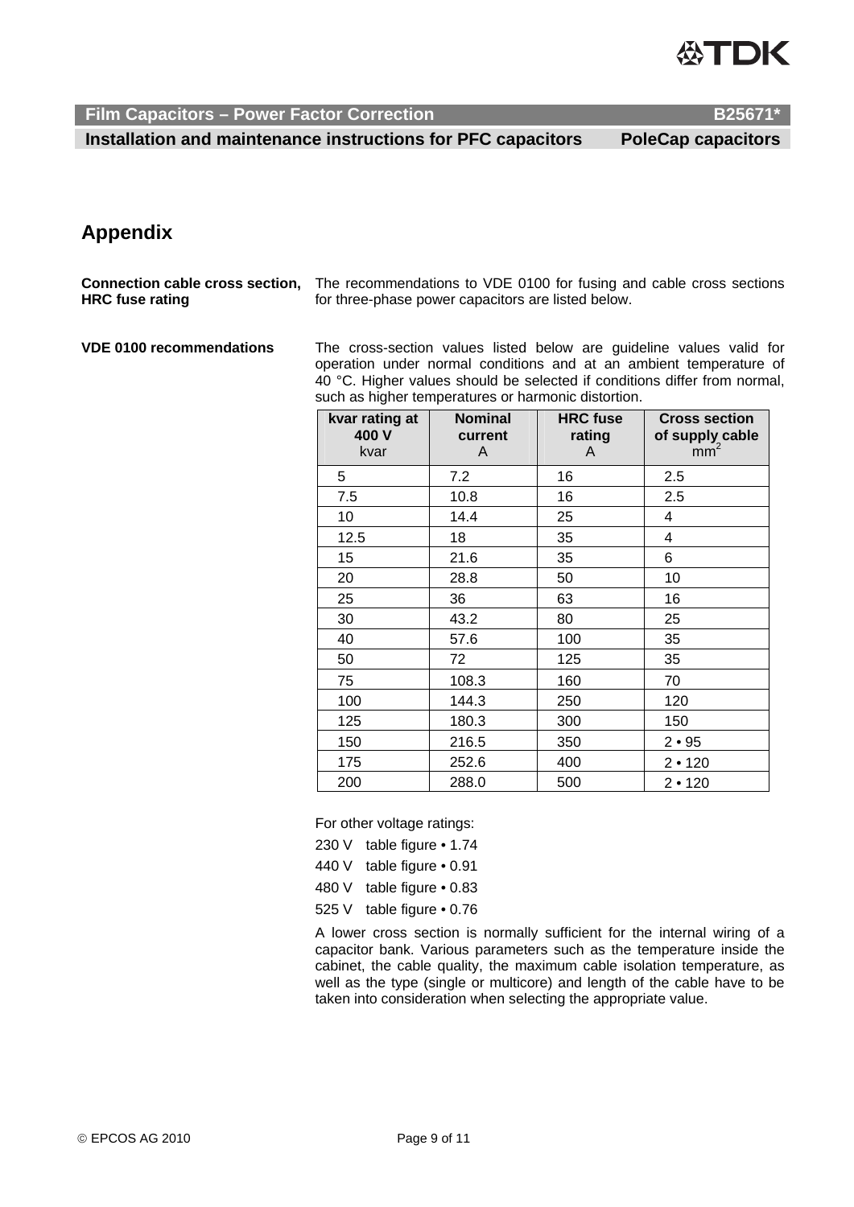## Appendix

**Connection cable cross section, HRC fuse rating**

The recommendations to VDE 0100 for fusing and cable cross sections for three-phase power capacitors are listed below.

**VDE 0100 recommendations**

The cross-section values listed below are guideline values valid for operation under normal conditions and at an ambient temperature of 40 °C. Higher values should be selected if conditions differ from normal, such as higher temperatures or harmonic distortion.

| **kvar rating at 400 V** kvar | **Nominal current** A | **HRC fuse rating** A | **Cross section of supply cable** mm$^2$ |
|---|---|---|---|
| 5 | 7.2 | 16 | 2.5 |
| 7.5 | 10.8 | 16 | 2.5 |
| 10 | 14.4 | 25 | 4 |
| 12.5 | 18 | 35 | 4 |
| 15 | 21.6 | 35 | 6 |
| 20 | 28.8 | 50 | 10 |
| 25 | 36 | 63 | 16 |
| 30 | 43.2 | 80 | 25 |
| 40 | 57.6 | 100 | 35 |
| 50 | 72 | 125 | 35 |
| 75 | 108.3 | 160 | 70 |
| 100 | 144.3 | 250 | 120 |
| 125 | 180.3 | 300 | 150 |
| 150 | 216.5 | 350 | 2 • 95 |
| 175 | 252.6 | 400 | 2 • 120 |
| 200 | 288.0 | 500 | 2 • 120 |

For other voltage ratings:

230 V table figure • 1.74

440 V table figure • 0.91

480 V table figure • 0.83

525 V table figure • 0.76

A lower cross section is normally sufficient for the internal wiring of a capacitor bank. Various parameters such as the temperature inside the cabinet, the cable quality, the maximum cable isolation temperature, as well as the type (single or multicore) and length of the cable have to be taken into consideration when selecting the appropriate value.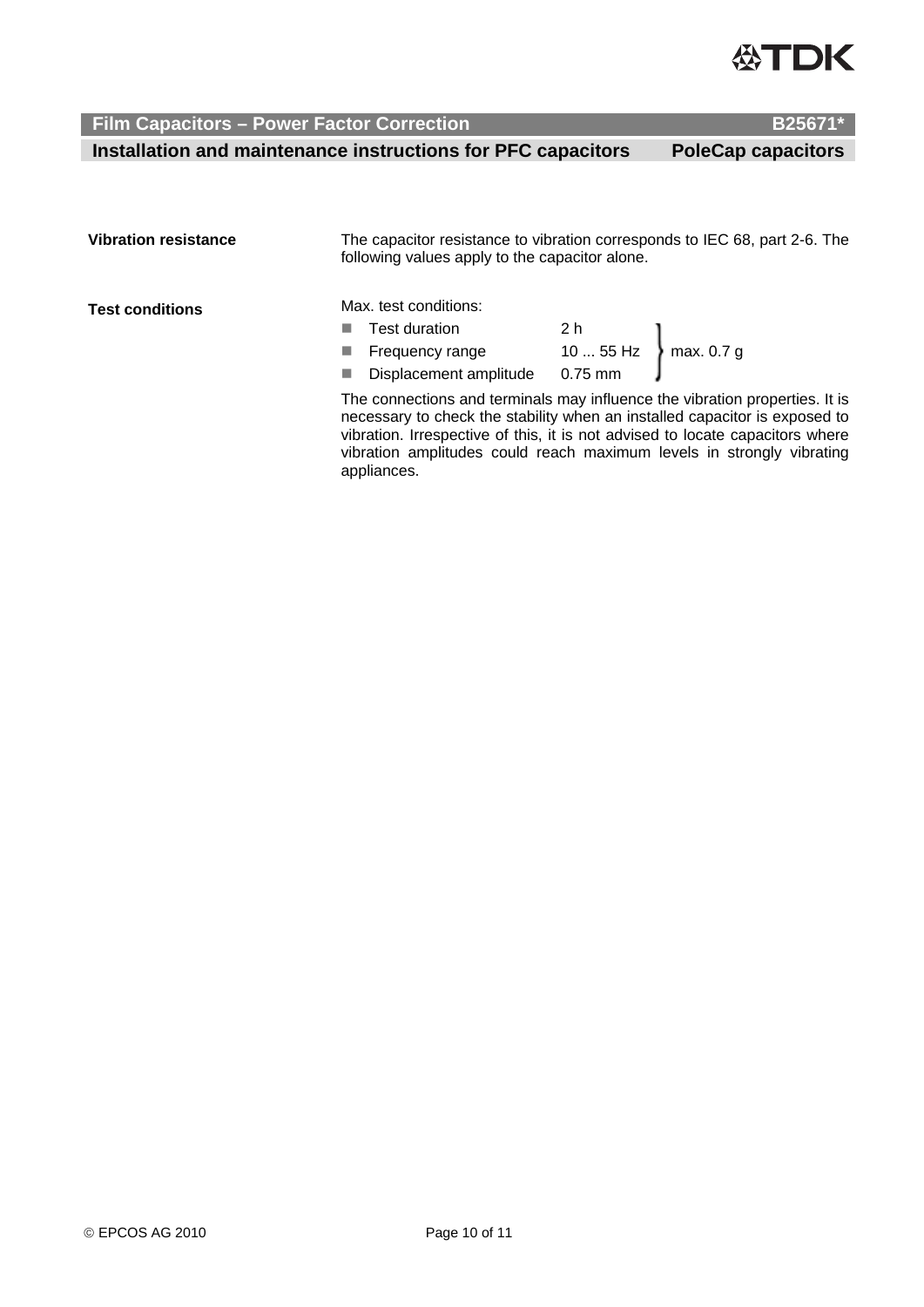**Vibration resistance**

The capacitor resistance to vibration corresponds to IEC 68, part 2-6. The following values apply to the capacitor alone.

**Test conditions**

Max. test conditions:

| | | |
|---|---|---|
| Test duration | 2 h | max. 0.7 g |
| Frequency range | 10 ... 55 Hz | |
| Displacement amplitude | 0.75 mm | |

The connections and terminals may influence the vibration properties. It is necessary to check the stability when an installed capacitor is exposed to vibration. Irrespective of this, it is not advised to locate capacitors where vibration amplitudes could reach maximum levels in strongly vibrating appliances.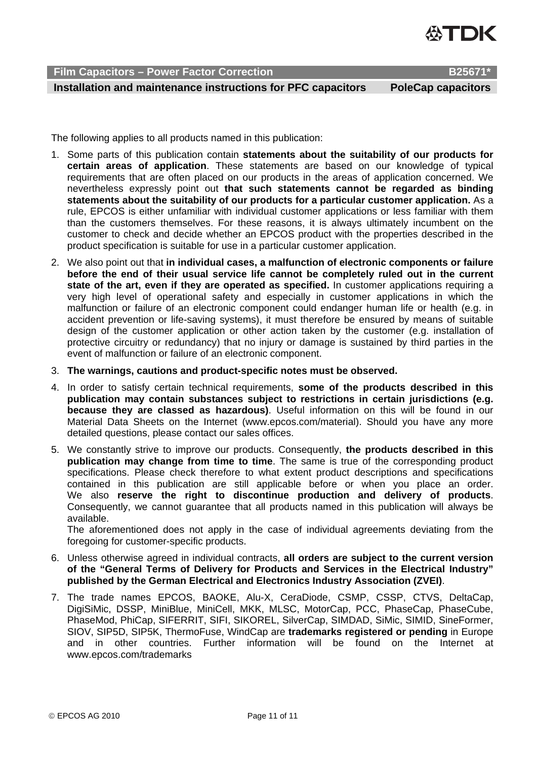The following applies to all products named in this publication:

1. Some parts of this publication contain **statements about the suitability of our products for certain areas of application**. These statements are based on our knowledge of typical requirements that are often placed on our products in the areas of application concerned. We nevertheless expressly point out **that such statements cannot be regarded as binding statements about the suitability of our products for a particular customer application.** As a rule, EPCOS is either unfamiliar with individual customer applications or less familiar with them than the customers themselves. For these reasons, it is always ultimately incumbent on the customer to check and decide whether an EPCOS product with the properties described in the product specification is suitable for use in a particular customer application.
2. We also point out that **in individual cases, a malfunction of electronic components or failure before the end of their usual service life cannot be completely ruled out in the current state of the art, even if they are operated as specified.** In customer applications requiring a very high level of operational safety and especially in customer applications in which the malfunction or failure of an electronic component could endanger human life or health (e.g. in accident prevention or life-saving systems), it must therefore be ensured by means of suitable design of the customer application or other action taken by the customer (e.g. installation of protective circuitry or redundancy) that no injury or damage is sustained by third parties in the event of malfunction or failure of an electronic component.
3. **The warnings, cautions and product-specific notes must be observed.**
4. In order to satisfy certain technical requirements, **some of the products described in this publication may contain substances subject to restrictions in certain jurisdictions (e.g. because they are classed as hazardous)**. Useful information on this will be found in our Material Data Sheets on the Internet (www.epcos.com/material). Should you have any more detailed questions, please contact our sales offices.
5. We constantly strive to improve our products. Consequently, **the products described in this publication may change from time to time**. The same is true of the corresponding product specifications. Please check therefore to what extent product descriptions and specifications contained in this publication are still applicable before or when you place an order. We also **reserve the right to discontinue production and delivery of products**. Consequently, we cannot guarantee that all products named in this publication will always be available.
   The aforementioned does not apply in the case of individual agreements deviating from the foregoing for customer-specific products.
6. Unless otherwise agreed in individual contracts, **all orders are subject to the current version of the "General Terms of Delivery for Products and Services in the Electrical Industry" published by the German Electrical and Electronics Industry Association (ZVEI)**.
7. The trade names EPCOS, BAOKE, Alu-X, CeraDiode, CSMP, CSSP, CTVS, DeltaCap, DigiSiMic, DSSP, MiniBlue, MiniCell, MKK, MLSC, MotorCap, PCC, PhaseCap, PhaseCube, PhaseMod, PhiCap, SIFERRIT, SIFI, SIKOREL, SilverCap, SIMDAD, SiMic, SIMID, SineFormer, SIOV, SIP5D, SIP5K, ThermoFuse, WindCap are **trademarks registered or pending** in Europe and in other countries. Further information will be found on the Internet at www.epcos.com/trademarks